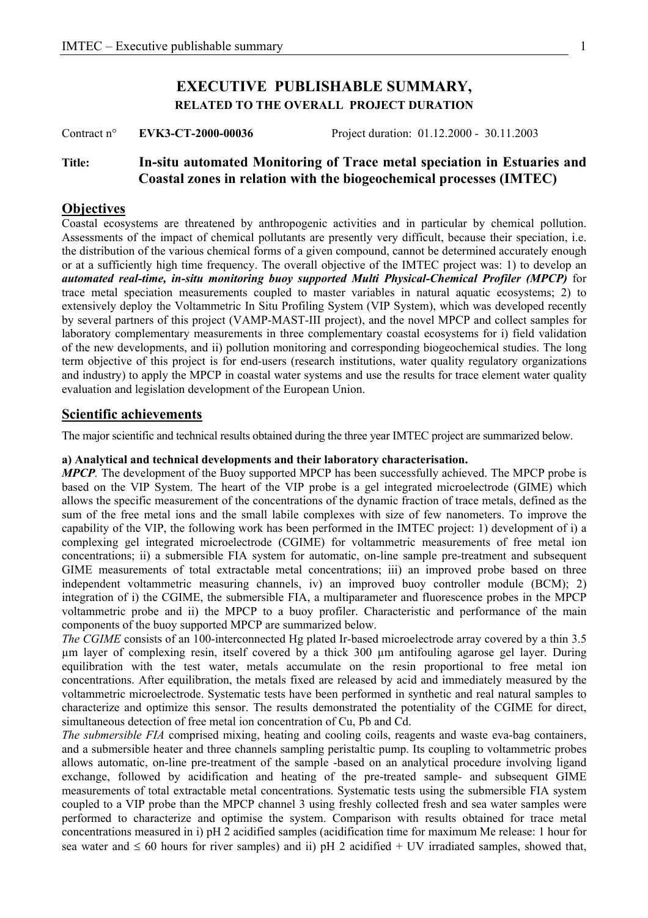# EXECUTIVE PUBLISHABLE SUMMARY,

### RELATED TO THE OVERALL PROJECT DURATION

Contract n° **EVK3-CT-2000-00036** Project duration: 01.12.2000 - 30.11.2003

**Title:** **In-situ automated Monitoring of Trace metal speciation in Estuaries and Coastal zones in relation with the biogeochemical processes (IMTEC)**

## Objectives

Coastal ecosystems are threatened by anthropogenic activities and in particular by chemical pollution. Assessments of the impact of chemical pollutants are presently very difficult, because their speciation, i.e. the distribution of the various chemical forms of a given compound, cannot be determined accurately enough or at a sufficiently high time frequency. The overall objective of the IMTEC project was: 1) to develop an ***automated real-time, in-situ monitoring buoy supported Multi Physical-Chemical Profiler (MPCP)*** for trace metal speciation measurements coupled to master variables in natural aquatic ecosystems; 2) to extensively deploy the Voltammetric In Situ Profiling System (VIP System), which was developed recently by several partners of this project (VAMP-MAST-III project), and the novel MPCP and collect samples for laboratory complementary measurements in three complementary coastal ecosystems for i) field validation of the new developments, and ii) pollution monitoring and corresponding biogeochemical studies. The long term objective of this project is for end-users (research institutions, water quality regulatory organizations and industry) to apply the MPCP in coastal water systems and use the results for trace element water quality evaluation and legislation development of the European Union.

## Scientific achievements

The major scientific and technical results obtained during the three year IMTEC project are summarized below.

**a) Analytical and technical developments and their laboratory characterisation.**

***MPCP***. The development of the Buoy supported MPCP has been successfully achieved. The MPCP probe is based on the VIP System. The heart of the VIP probe is a gel integrated microelectrode (GIME) which allows the specific measurement of the concentrations of the dynamic fraction of trace metals, defined as the sum of the free metal ions and the small labile complexes with size of few nanometers. To improve the capability of the VIP, the following work has been performed in the IMTEC project: 1) development of i) a complexing gel integrated microelectrode (CGIME) for voltammetric measurements of free metal ion concentrations; ii) a submersible FIA system for automatic, on-line sample pre-treatment and subsequent GIME measurements of total extractable metal concentrations; iii) an improved probe based on three independent voltammetric measuring channels, iv) an improved buoy controller module (BCM); 2) integration of i) the CGIME, the submersible FIA, a multiparameter and fluorescence probes in the MPCP voltammetric probe and ii) the MPCP to a buoy profiler. Characteristic and performance of the main components of the buoy supported MPCP are summarized below.

*The CGIME* consists of an 100-interconnected Hg plated Ir-based microelectrode array covered by a thin 3.5 µm layer of complexing resin, itself covered by a thick 300 µm antifouling agarose gel layer. During equilibration with the test water, metals accumulate on the resin proportional to free metal ion concentrations. After equilibration, the metals fixed are released by acid and immediately measured by the voltammetric microelectrode. Systematic tests have been performed in synthetic and real natural samples to characterize and optimize this sensor. The results demonstrated the potentiality of the CGIME for direct, simultaneous detection of free metal ion concentration of Cu, Pb and Cd.

*The submersible FIA* comprised mixing, heating and cooling coils, reagents and waste eva-bag containers, and a submersible heater and three channels sampling peristaltic pump. Its coupling to voltammetric probes allows automatic, on-line pre-treatment of the sample -based on an analytical procedure involving ligand exchange, followed by acidification and heating of the pre-treated sample- and subsequent GIME measurements of total extractable metal concentrations. Systematic tests using the submersible FIA system coupled to a VIP probe than the MPCP channel 3 using freshly collected fresh and sea water samples were performed to characterize and optimise the system. Comparison with results obtained for trace metal concentrations measured in i) pH 2 acidified samples (acidification time for maximum Me release: 1 hour for sea water and ≤ 60 hours for river samples) and ii) pH 2 acidified + UV irradiated samples, showed that,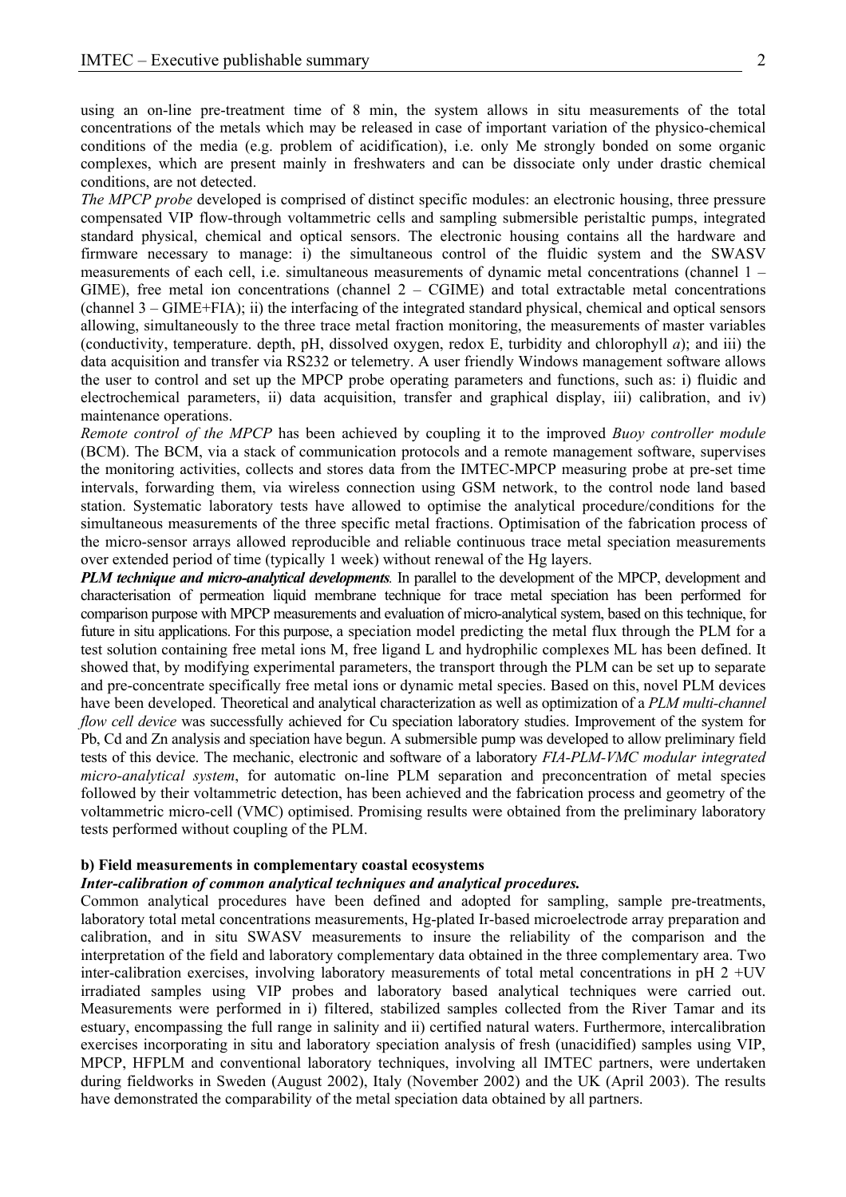using an on-line pre-treatment time of 8 min, the system allows in situ measurements of the total concentrations of the metals which may be released in case of important variation of the physico-chemical conditions of the media (e.g. problem of acidification), i.e. only Me strongly bonded on some organic complexes, which are present mainly in freshwaters and can be dissociate only under drastic chemical conditions, are not detected.

*The MPCP probe* developed is comprised of distinct specific modules: an electronic housing, three pressure compensated VIP flow-through voltammetric cells and sampling submersible peristaltic pumps, integrated standard physical, chemical and optical sensors. The electronic housing contains all the hardware and firmware necessary to manage: i) the simultaneous control of the fluidic system and the SWASV measurements of each cell, i.e. simultaneous measurements of dynamic metal concentrations (channel 1 – GIME), free metal ion concentrations (channel 2 – CGIME) and total extractable metal concentrations (channel 3 – GIME+FIA); ii) the interfacing of the integrated standard physical, chemical and optical sensors allowing, simultaneously to the three trace metal fraction monitoring, the measurements of master variables (conductivity, temperature. depth, pH, dissolved oxygen, redox E, turbidity and chlorophyll *a*); and iii) the data acquisition and transfer via RS232 or telemetry. A user friendly Windows management software allows the user to control and set up the MPCP probe operating parameters and functions, such as: i) fluidic and electrochemical parameters, ii) data acquisition, transfer and graphical display, iii) calibration, and iv) maintenance operations.

*Remote control of the MPCP* has been achieved by coupling it to the improved *Buoy controller module* (BCM). The BCM, via a stack of communication protocols and a remote management software, supervises the monitoring activities, collects and stores data from the IMTEC-MPCP measuring probe at pre-set time intervals, forwarding them, via wireless connection using GSM network, to the control node land based station. Systematic laboratory tests have allowed to optimise the analytical procedure/conditions for the simultaneous measurements of the three specific metal fractions. Optimisation of the fabrication process of the micro-sensor arrays allowed reproducible and reliable continuous trace metal speciation measurements over extended period of time (typically 1 week) without renewal of the Hg layers.

***PLM technique and micro-analytical developments.*** In parallel to the development of the MPCP, development and characterisation of permeation liquid membrane technique for trace metal speciation has been performed for comparison purpose with MPCP measurements and evaluation of micro-analytical system, based on this technique, for future in situ applications. For this purpose, a speciation model predicting the metal flux through the PLM for a test solution containing free metal ions M, free ligand L and hydrophilic complexes ML has been defined. It showed that, by modifying experimental parameters, the transport through the PLM can be set up to separate and pre-concentrate specifically free metal ions or dynamic metal species. Based on this, novel PLM devices have been developed. Theoretical and analytical characterization as well as optimization of a *PLM multi-channel flow cell device* was successfully achieved for Cu speciation laboratory studies. Improvement of the system for Pb, Cd and Zn analysis and speciation have begun. A submersible pump was developed to allow preliminary field tests of this device. The mechanic, electronic and software of a laboratory *FIA-PLM-VMC modular integrated micro-analytical system*, for automatic on-line PLM separation and preconcentration of metal species followed by their voltammetric detection, has been achieved and the fabrication process and geometry of the voltammetric micro-cell (VMC) optimised. Promising results were obtained from the preliminary laboratory tests performed without coupling of the PLM.

**b) Field measurements in complementary coastal ecosystems**

***Inter-calibration of common analytical techniques and analytical procedures.***

Common analytical procedures have been defined and adopted for sampling, sample pre-treatments, laboratory total metal concentrations measurements, Hg-plated Ir-based microelectrode array preparation and calibration, and in situ SWASV measurements to insure the reliability of the comparison and the interpretation of the field and laboratory complementary data obtained in the three complementary area. Two inter-calibration exercises, involving laboratory measurements of total metal concentrations in pH 2 +UV irradiated samples using VIP probes and laboratory based analytical techniques were carried out. Measurements were performed in i) filtered, stabilized samples collected from the River Tamar and its estuary, encompassing the full range in salinity and ii) certified natural waters. Furthermore, intercalibration exercises incorporating in situ and laboratory speciation analysis of fresh (unacidified) samples using VIP, MPCP, HFPLM and conventional laboratory techniques, involving all IMTEC partners, were undertaken during fieldworks in Sweden (August 2002), Italy (November 2002) and the UK (April 2003). The results have demonstrated the comparability of the metal speciation data obtained by all partners.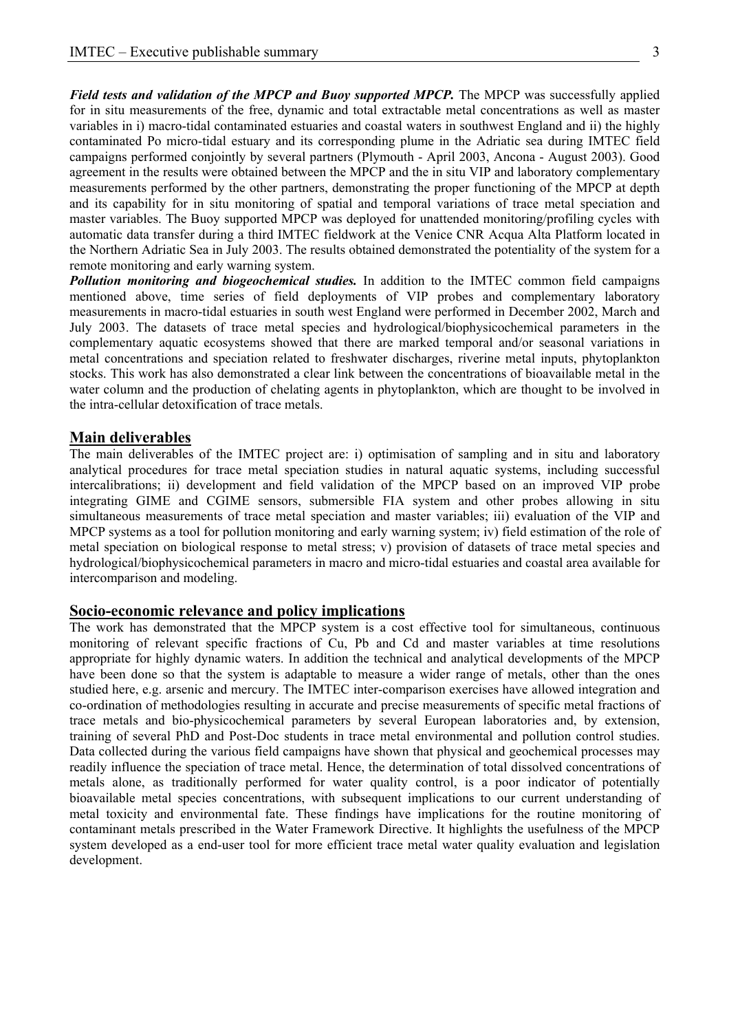***Field tests and validation of the MPCP and Buoy supported MPCP.*** The MPCP was successfully applied for in situ measurements of the free, dynamic and total extractable metal concentrations as well as master variables in i) macro-tidal contaminated estuaries and coastal waters in southwest England and ii) the highly contaminated Po micro-tidal estuary and its corresponding plume in the Adriatic sea during IMTEC field campaigns performed conjointly by several partners (Plymouth - April 2003, Ancona - August 2003). Good agreement in the results were obtained between the MPCP and the in situ VIP and laboratory complementary measurements performed by the other partners, demonstrating the proper functioning of the MPCP at depth and its capability for in situ monitoring of spatial and temporal variations of trace metal speciation and master variables. The Buoy supported MPCP was deployed for unattended monitoring/profiling cycles with automatic data transfer during a third IMTEC fieldwork at the Venice CNR Acqua Alta Platform located in the Northern Adriatic Sea in July 2003. The results obtained demonstrated the potentiality of the system for a remote monitoring and early warning system.

***Pollution monitoring and biogeochemical studies.*** In addition to the IMTEC common field campaigns mentioned above, time series of field deployments of VIP probes and complementary laboratory measurements in macro-tidal estuaries in south west England were performed in December 2002, March and July 2003. The datasets of trace metal species and hydrological/biophysicochemical parameters in the complementary aquatic ecosystems showed that there are marked temporal and/or seasonal variations in metal concentrations and speciation related to freshwater discharges, riverine metal inputs, phytoplankton stocks. This work has also demonstrated a clear link between the concentrations of bioavailable metal in the water column and the production of chelating agents in phytoplankton, which are thought to be involved in the intra-cellular detoxification of trace metals.

## Main deliverables

The main deliverables of the IMTEC project are: i) optimisation of sampling and in situ and laboratory analytical procedures for trace metal speciation studies in natural aquatic systems, including successful intercalibrations; ii) development and field validation of the MPCP based on an improved VIP probe integrating GIME and CGIME sensors, submersible FIA system and other probes allowing in situ simultaneous measurements of trace metal speciation and master variables; iii) evaluation of the VIP and MPCP systems as a tool for pollution monitoring and early warning system; iv) field estimation of the role of metal speciation on biological response to metal stress; v) provision of datasets of trace metal species and hydrological/biophysicochemical parameters in macro and micro-tidal estuaries and coastal area available for intercomparison and modeling.

## Socio-economic relevance and policy implications

The work has demonstrated that the MPCP system is a cost effective tool for simultaneous, continuous monitoring of relevant specific fractions of Cu, Pb and Cd and master variables at time resolutions appropriate for highly dynamic waters. In addition the technical and analytical developments of the MPCP have been done so that the system is adaptable to measure a wider range of metals, other than the ones studied here, e.g. arsenic and mercury. The IMTEC inter-comparison exercises have allowed integration and co-ordination of methodologies resulting in accurate and precise measurements of specific metal fractions of trace metals and bio-physicochemical parameters by several European laboratories and, by extension, training of several PhD and Post-Doc students in trace metal environmental and pollution control studies. Data collected during the various field campaigns have shown that physical and geochemical processes may readily influence the speciation of trace metal. Hence, the determination of total dissolved concentrations of metals alone, as traditionally performed for water quality control, is a poor indicator of potentially bioavailable metal species concentrations, with subsequent implications to our current understanding of metal toxicity and environmental fate. These findings have implications for the routine monitoring of contaminant metals prescribed in the Water Framework Directive. It highlights the usefulness of the MPCP system developed as a end-user tool for more efficient trace metal water quality evaluation and legislation development.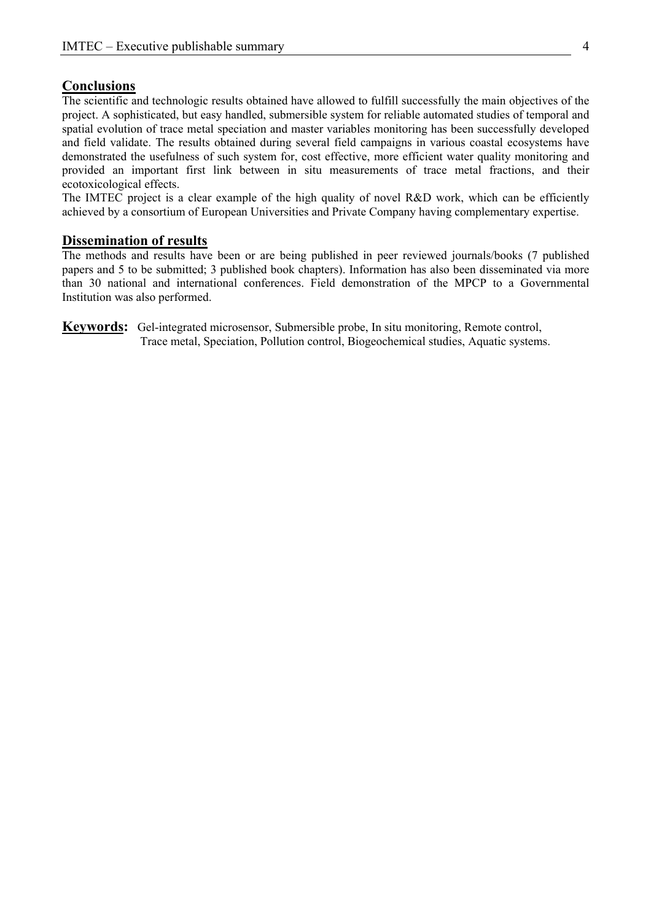## Conclusions

The scientific and technologic results obtained have allowed to fulfill successfully the main objectives of the project. A sophisticated, but easy handled, submersible system for reliable automated studies of temporal and spatial evolution of trace metal speciation and master variables monitoring has been successfully developed and field validate. The results obtained during several field campaigns in various coastal ecosystems have demonstrated the usefulness of such system for, cost effective, more efficient water quality monitoring and provided an important first link between in situ measurements of trace metal fractions, and their ecotoxicological effects.

The IMTEC project is a clear example of the high quality of novel R&D work, which can be efficiently achieved by a consortium of European Universities and Private Company having complementary expertise.

## Dissemination of results

The methods and results have been or are being published in peer reviewed journals/books (7 published papers and 5 to be submitted; 3 published book chapters). Information has also been disseminated via more than 30 national and international conferences. Field demonstration of the MPCP to a Governmental Institution was also performed.

**Keywords:** Gel-integrated microsensor, Submersible probe, In situ monitoring, Remote control, Trace metal, Speciation, Pollution control, Biogeochemical studies, Aquatic systems.